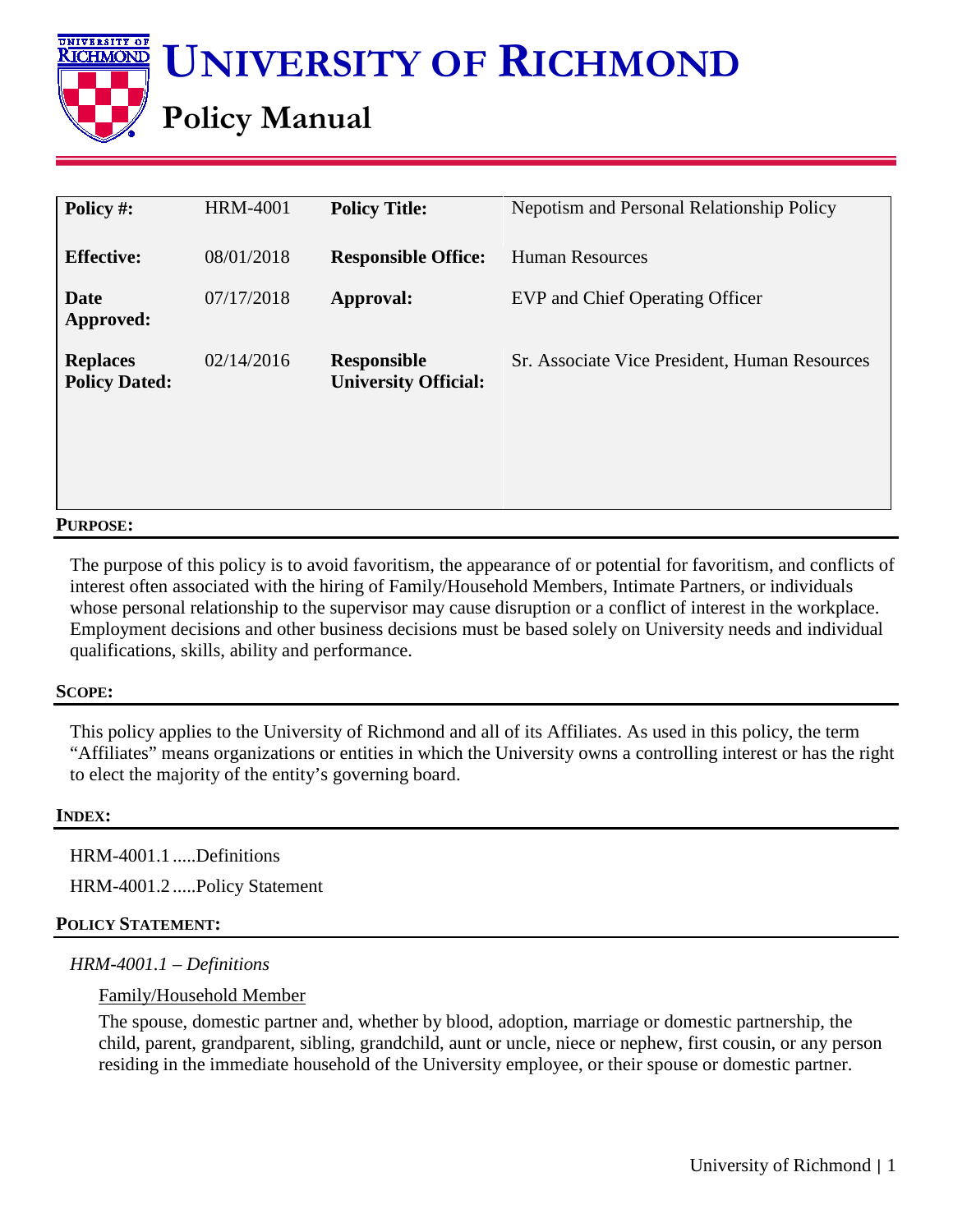# UNIVERSITY OF RICHMOND

## Policy Manual

| Policy #: | HRM-4001 | Policy Title: | Nepotism and Personal Relationship Policy |
|---|---|---|---|
| **Effective:** | 08/01/2018 | **Responsible Office:** | Human Resources |
| **Date Approved:** | 07/17/2018 | **Approval:** | EVP and Chief Operating Officer |
| **Replaces Policy Dated:** | 02/14/2016 | **Responsible University Official:** | Sr. Associate Vice President, Human Resources |

### PURPOSE:

The purpose of this policy is to avoid favoritism, the appearance of or potential for favoritism, and conflicts of interest often associated with the hiring of Family/Household Members, Intimate Partners, or individuals whose personal relationship to the supervisor may cause disruption or a conflict of interest in the workplace. Employment decisions and other business decisions must be based solely on University needs and individual qualifications, skills, ability and performance.

### SCOPE:

This policy applies to the University of Richmond and all of its Affiliates. As used in this policy, the term "Affiliates" means organizations or entities in which the University owns a controlling interest or has the right to elect the majority of the entity's governing board.

### INDEX:

HRM-4001.1 .....Definitions

HRM-4001.2 .....Policy Statement

### POLICY STATEMENT:

*HRM-4001.1 – Definitions*

Family/Household Member

The spouse, domestic partner and, whether by blood, adoption, marriage or domestic partnership, the child, parent, grandparent, sibling, grandchild, aunt or uncle, niece or nephew, first cousin, or any person residing in the immediate household of the University employee, or their spouse or domestic partner.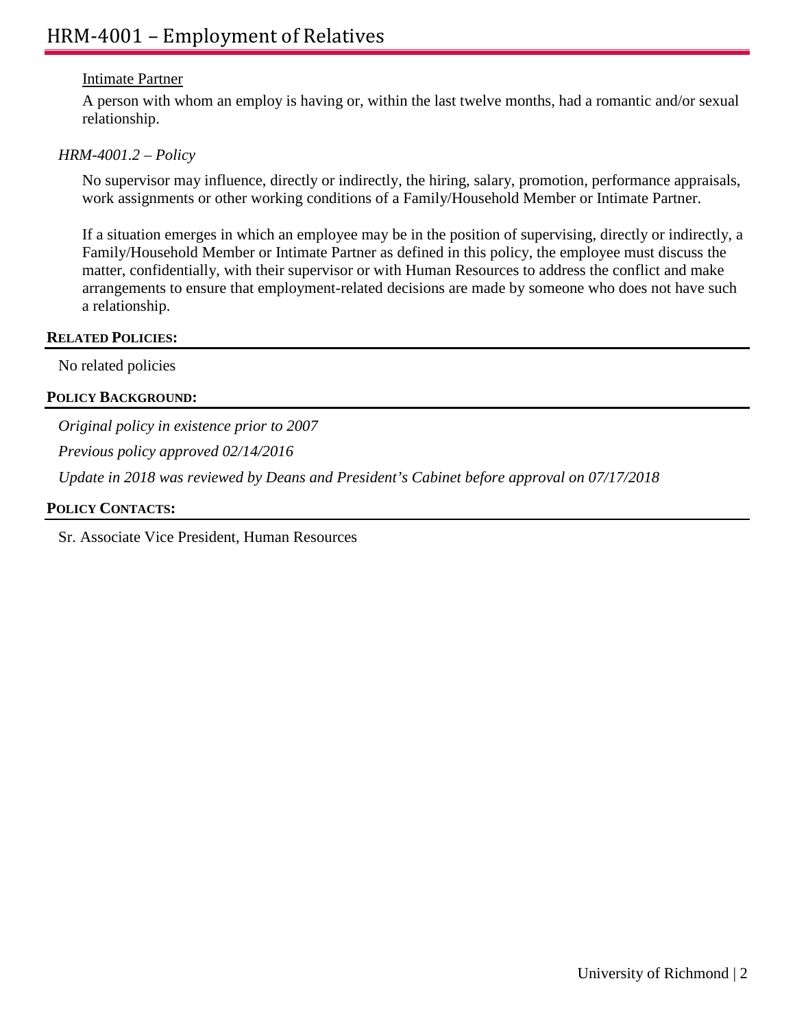Intimate Partner

A person with whom an employ is having or, within the last twelve months, had a romantic and/or sexual relationship.

*HRM-4001.2 – Policy*

No supervisor may influence, directly or indirectly, the hiring, salary, promotion, performance appraisals, work assignments or other working conditions of a Family/Household Member or Intimate Partner.

If a situation emerges in which an employee may be in the position of supervising, directly or indirectly, a Family/Household Member or Intimate Partner as defined in this policy, the employee must discuss the matter, confidentially, with their supervisor or with Human Resources to address the conflict and make arrangements to ensure that employment-related decisions are made by someone who does not have such a relationship.

## RELATED POLICIES:

No related policies

## POLICY BACKGROUND:

*Original policy in existence prior to 2007*

*Previous policy approved 02/14/2016*

*Update in 2018 was reviewed by Deans and President's Cabinet before approval on 07/17/2018*

## POLICY CONTACTS:

Sr. Associate Vice President, Human Resources